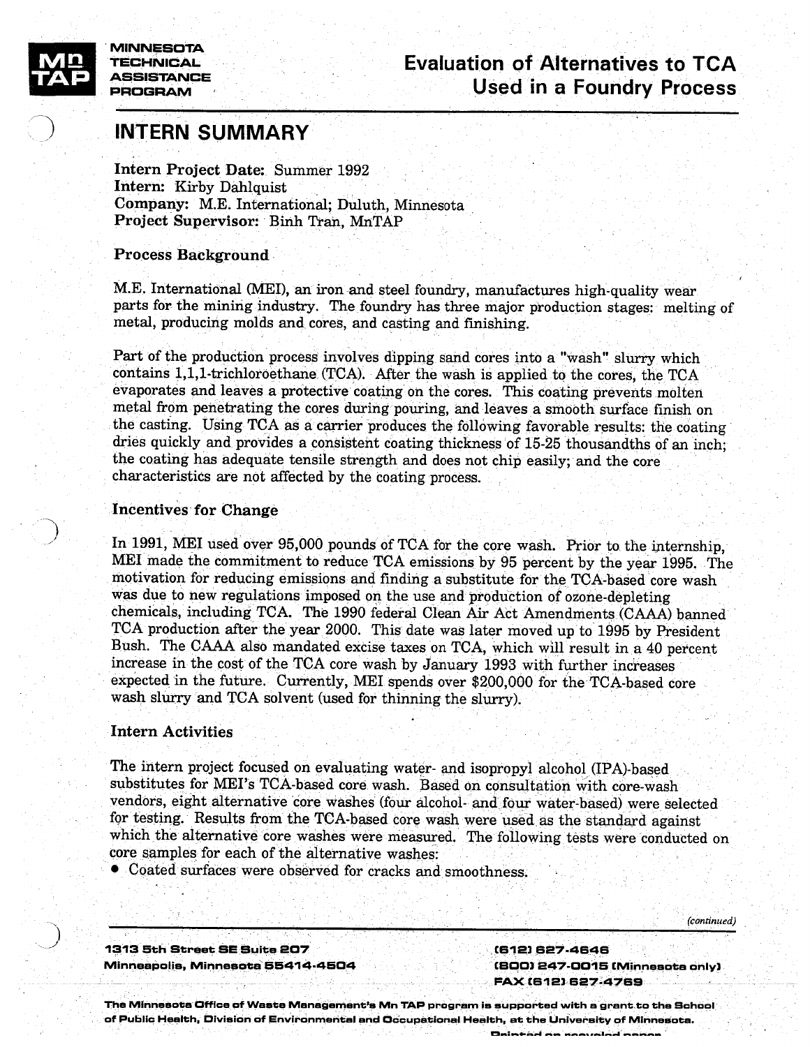**MINNESOTA TECHNICAL ASSISTANCE PROGRAM**

# Evaluation of Alternatives to TCA Used in a Foundry Process

## INTERN SUMMARY

**Intern Project Date:** Summer 1992
**Intern:** Kirby Dahlquist
**Company:** M.E. International; Duluth, Minnesota
**Project Supervisor:** Binh Tran, MnTAP

### Process Background

M.E. International (MEI), an iron and steel foundry, manufactures high-quality wear parts for the mining industry. The foundry has three major production stages: melting of metal, producing molds and cores, and casting and finishing.

Part of the production process involves dipping sand cores into a "wash" slurry which contains 1,1,1-trichloroethane (TCA). After the wash is applied to the cores, the TCA evaporates and leaves a protective coating on the cores. This coating prevents molten metal from penetrating the cores during pouring, and leaves a smooth surface finish on the casting. Using TCA as a carrier produces the following favorable results: the coating dries quickly and provides a consistent coating thickness of 15-25 thousandths of an inch; the coating has adequate tensile strength and does not chip easily; and the core characteristics are not affected by the coating process.

### Incentives for Change

In 1991, MEI used over 95,000 pounds of TCA for the core wash. Prior to the internship, MEI made the commitment to reduce TCA emissions by 95 percent by the year 1995. The motivation for reducing emissions and finding a substitute for the TCA-based core wash was due to new regulations imposed on the use and production of ozone-depleting chemicals, including TCA. The 1990 federal Clean Air Act Amendments (CAAA) banned TCA production after the year 2000. This date was later moved up to 1995 by President Bush. The CAAA also mandated excise taxes on TCA, which will result in a 40 percent increase in the cost of the TCA core wash by January 1993 with further increases expected in the future. Currently, MEI spends over $200,000 for the TCA-based core wash slurry and TCA solvent (used for thinning the slurry).

### Intern Activities

The intern project focused on evaluating water- and isopropyl alcohol (IPA)-based substitutes for MEI's TCA-based core wash. Based on consultation with core-wash vendors, eight alternative core washes (four alcohol- and four water-based) were selected for testing. Results from the TCA-based core wash were used as the standard against which the alternative core washes were measured. The following tests were conducted on core samples for each of the alternative washes:

- Coated surfaces were observed for cracks and smoothness.

*(continued)*

1313 5th Street SE Suite 207
Minneapolis, Minnesota 55414-4504

(612) 627-4646
(800) 247-0015 (Minnesota only)
FAX (612) 627-4769

The Minnesota Office of Waste Management's Mn TAP program is supported with a grant to the School of Public Health, Division of Environmental and Occupational Health, at the University of Minnesota.

Printed on recycled paper.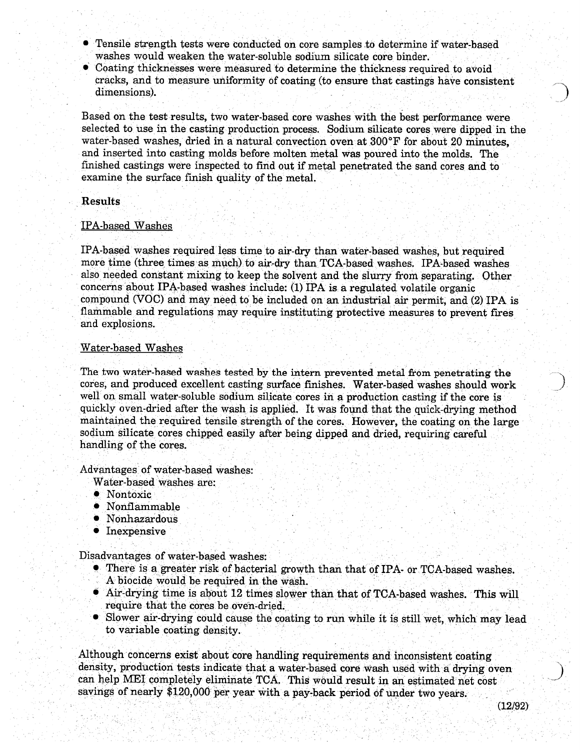- Tensile strength tests were conducted on core samples to determine if water-based washes would weaken the water-soluble sodium silicate core binder.
- Coating thicknesses were measured to determine the thickness required to avoid cracks, and to measure uniformity of coating (to ensure that castings have consistent dimensions).

Based on the test results, two water-based core washes with the best performance were selected to use in the casting production process. Sodium silicate cores were dipped in the water-based washes, dried in a natural convection oven at 300°F for about 20 minutes, and inserted into casting molds before molten metal was poured into the molds. The finished castings were inspected to find out if metal penetrated the sand cores and to examine the surface finish quality of the metal.

## Results

### IPA-based Washes

IPA-based washes required less time to air-dry than water-based washes, but required more time (three times as much) to air-dry than TCA-based washes. IPA-based washes also needed constant mixing to keep the solvent and the slurry from separating. Other concerns about IPA-based washes include: (1) IPA is a regulated volatile organic compound (VOC) and may need to be included on an industrial air permit, and (2) IPA is flammable and regulations may require instituting protective measures to prevent fires and explosions.

### Water-based Washes

The two water-based washes tested by the intern prevented metal from penetrating the cores, and produced excellent casting surface finishes. Water-based washes should work well on small water-soluble sodium silicate cores in a production casting if the core is quickly oven-dried after the wash is applied. It was found that the quick-drying method maintained the required tensile strength of the cores. However, the coating on the large sodium silicate cores chipped easily after being dipped and dried, requiring careful handling of the cores.

Advantages of water-based washes:

Water-based washes are:

- Nontoxic
- Nonflammable
- Nonhazardous
- Inexpensive

Disadvantages of water-based washes:

- There is a greater risk of bacterial growth than that of IPA- or TCA-based washes. A biocide would be required in the wash.
- Air-drying time is about 12 times slower than that of TCA-based washes. This will require that the cores be oven-dried.
- Slower air-drying could cause the coating to run while it is still wet, which may lead to variable coating density.

Although concerns exist about core handling requirements and inconsistent coating density, production tests indicate that a water-based core wash used with a drying oven can help MEI completely eliminate TCA. This would result in an estimated net cost savings of nearly $120,000 per year with a pay-back period of under two years.

(12/92)